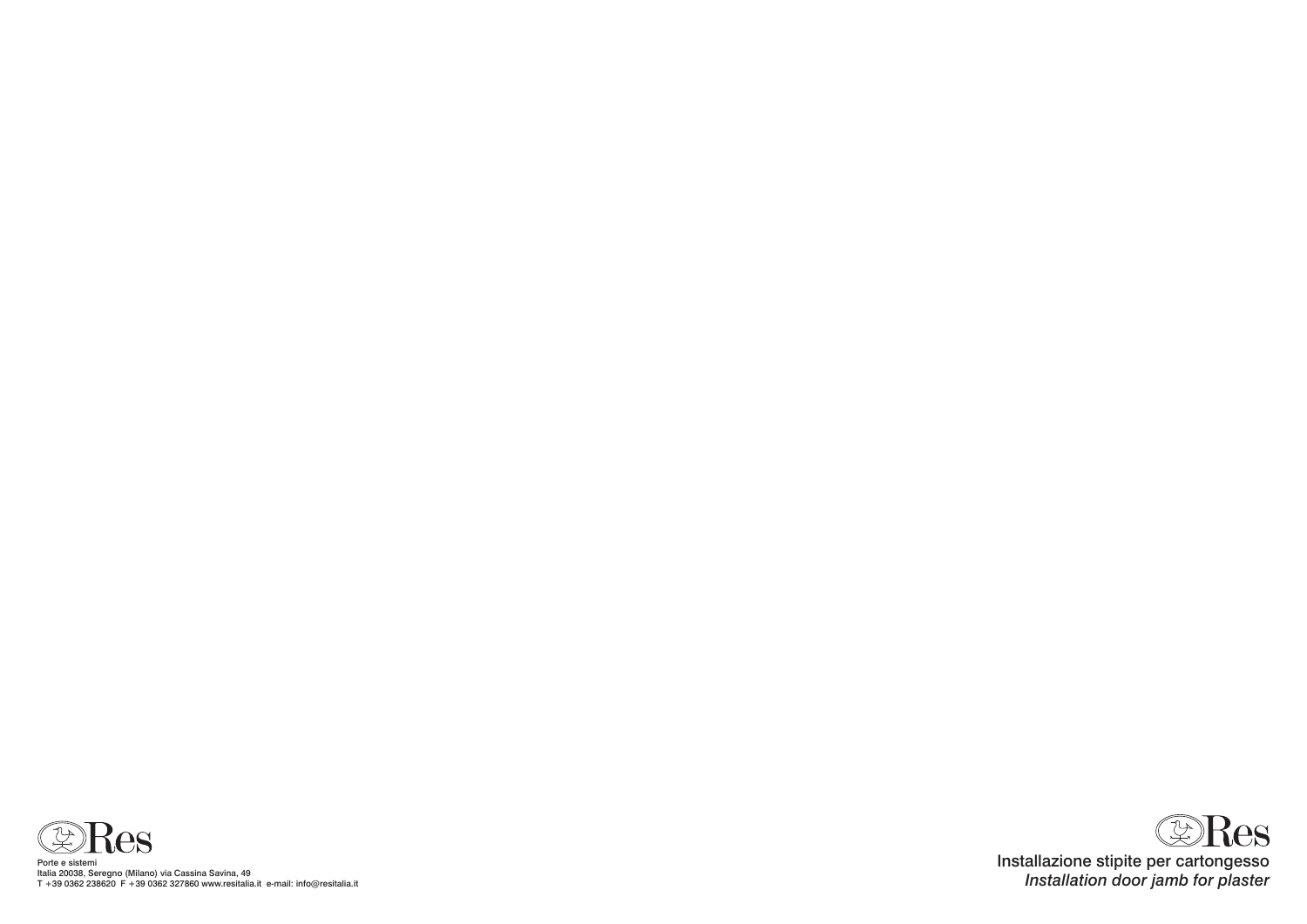Res

Porte e sistemi
Italia 20038, Seregno (Milano) via Cassina Savina, 49
T +39 0362 238620 F +39 0362 327860 www.resitalia.it e-mail: info@resitalia.it

Res

# Installazione stipite per cartongesso

*Installation door jamb for plaster*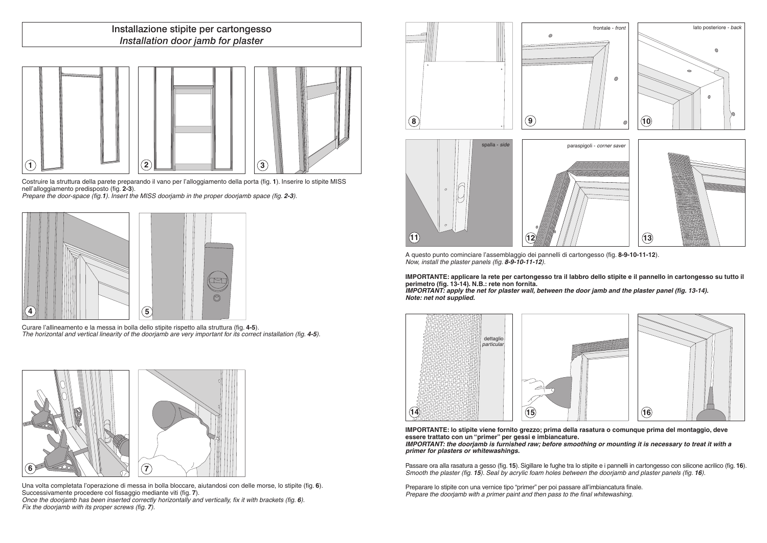## Installazione stipite per cartongesso
*Installation door jamb for plaster*

Costruire la struttura della parete preparando il vano per l'alloggiamento della porta (fig. **1**). Inserire lo stipite MISS nell'alloggiamento predisposto (fig. **2-3**).
*Prepare the door-space (fig.**1**). Insert the MISS doorjamb in the proper doorjamb space (fig. **2-3**).*

Curare l'allineamento e la messa in bolla dello stipite rispetto alla struttura (fig. **4-5**).
*The horizontal and vertical linearity of the doorjamb are very important for its correct installation (fig. **4-5**).*

Una volta completata l'operazione di messa in bolla bloccare, aiutandosi con delle morse, lo stipite (fig. **6**). Successivamente procedere col fissaggio mediante viti (fig. **7**).
*Once the doorjamb has been inserted correctly horizontally and vertically, fix it with brackets (fig. **6**).*
*Fix the doorjamb with its proper screws (fig. **7**).*

frontale - *front*

lato posteriore - *back*

spalla - *side*

paraspigoli - *corner saver*

A questo punto cominciare l'assemblaggio dei pannelli di cartongesso (fig. **8-9-10-11-12**).
*Now, install the plaster panels (fig. **8-9-10-11-12**).*

**IMPORTANTE: applicare la rete per cartongesso tra il labbro dello stipite e il pannello in cartongesso su tutto il perimetro (fig. 13-14). N.B.: rete non fornita.**
***IMPORTANT: apply the net for plaster wall, between the door jamb and the plaster panel (fig. 13-14).***
***Note: net not supplied.***

dettaglio *particular*

**IMPORTANTE: lo stipite viene fornito grezzo; prima della rasatura o comunque prima del montaggio, deve essere trattato con un "primer" per gessi e imbiancature.**
***IMPORTANT: the doorjamb is furnished raw; before smoothing or mounting it is necessary to treat it with a primer for plasters or whitewashings.***

Passare ora alla rasatura a gesso (fig. **15**). Sigillare le fughe tra lo stipite e i pannelli in cartongesso con silicone acrilico (fig. **16**).
*Smooth the plaster (fig. **15**). Seal by acrylic foam holes between the doorjamb and plaster panels (fig. **16**).*

Preparare lo stipite con una vernice tipo "primer" per poi passare all'imbiancatura finale.
*Prepare the doorjamb with a primer paint and then pass to the final whitewashing.*